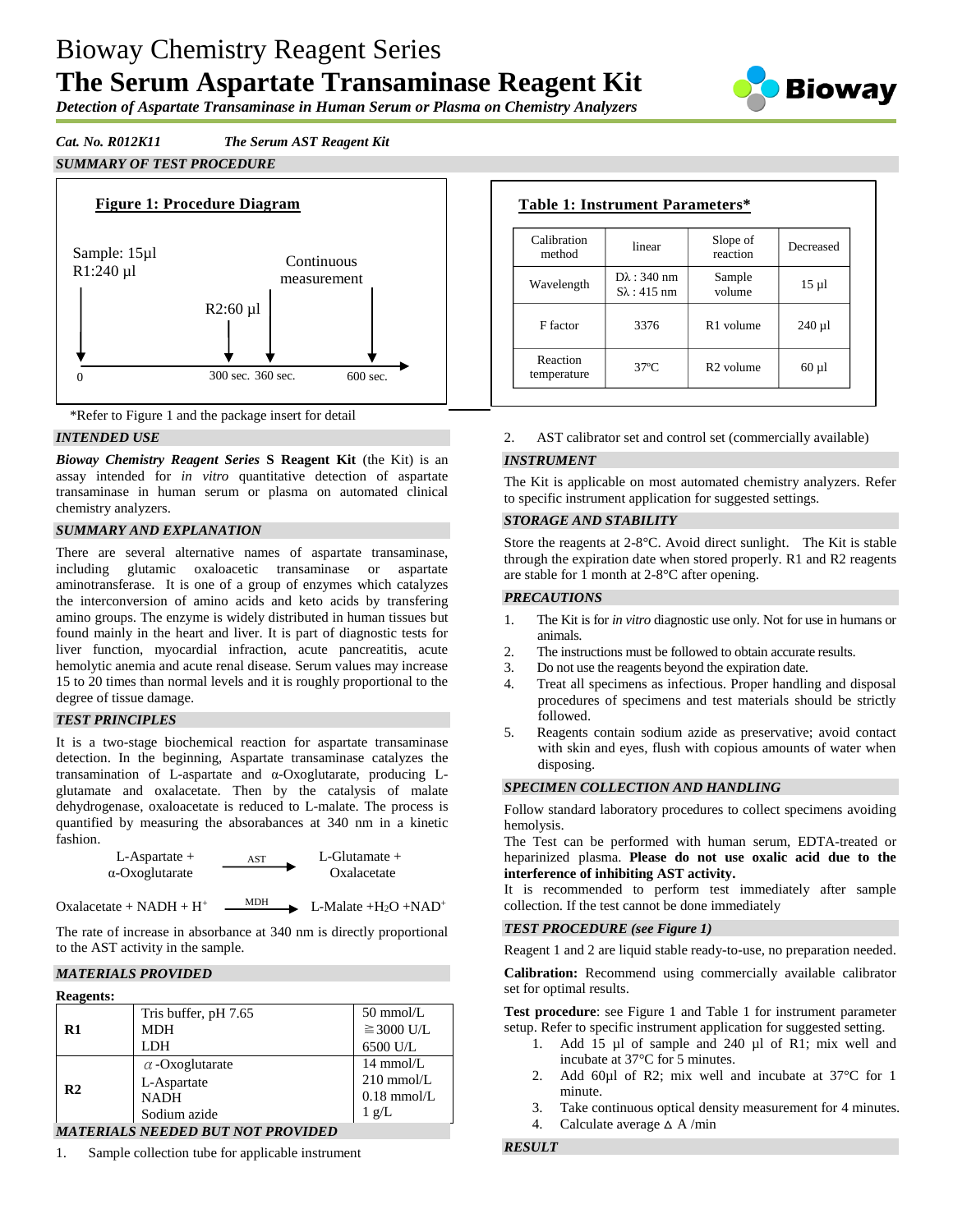# Bioway Chemistry Reagent Series

# The Serum Aspartate Transaminase Reagent Kit

***Detection of Aspartate Transaminase in Human Serum or Plasma on Chemistry Analyzers***

***Cat. No. R012K11*** ***The Serum AST Reagent Kit***

## *SUMMARY OF TEST PROCEDURE*

**Figure 1: Procedure Diagram**

Sample: 15µl
R1:240 µl

R2:60 µl

Continuous measurement

0 — 300 sec. 360 sec. — 600 sec.

**Table 1: Instrument Parameters***

| Calibration method | linear | Slope of reaction | Decreased |
|---|---|---|---|
| Wavelength | Dλ : 340 nm<br>Sλ : 415 nm | Sample volume | 15 µl |
| F factor | 3376 | R1 volume | 240 µl |
| Reaction temperature | 37ºC | R2 volume | 60 µl |

*Refer to Figure 1 and the package insert for detail

## *INTENDED USE*

***Bioway Chemistry Reagent Series*** **S Reagent Kit** (the Kit) is an assay intended for *in vitro* quantitative detection of aspartate transaminase in human serum or plasma on automated clinical chemistry analyzers.

## *SUMMARY AND EXPLANATION*

There are several alternative names of aspartate transaminase, including glutamic oxaloacetic transaminase or aspartate aminotransferase. It is one of a group of enzymes which catalyzes the interconversion of amino acids and keto acids by transfering amino groups. The enzyme is widely distributed in human tissues but found mainly in the heart and liver. It is part of diagnostic tests for liver function, myocardial infraction, acute pancreatitis, acute hemolytic anemia and acute renal disease. Serum values may increase 15 to 20 times than normal levels and it is roughly proportional to the degree of tissue damage.

## *TEST PRINCIPLES*

It is a two-stage biochemical reaction for aspartate transaminase detection. In the beginning, Aspartate transaminase catalyzes the transamination of L-aspartate and α-Oxoglutarate, producing L-glutamate and oxalacetate. Then by the catalysis of malate dehydrogenase, oxaloacetate is reduced to L-malate. The process is quantified by measuring the absorbances at 340 nm in a kinetic fashion.

$$\text{L-Aspartate} + \alpha\text{-Oxoglutarate} \xrightarrow{AST} \text{L-Glutamate} + \text{Oxalacetate}$$

$$\text{Oxalacetate} + NADH + H^{+} \xrightarrow{MDH} \text{L-Malate} + H_2O + NAD^{+}$$

The rate of increase in absorbance at 340 nm is directly proportional to the AST activity in the sample.

## *MATERIALS PROVIDED*

**Reagents:**

| | | |
|---|---|---|
| **R1** | Tris buffer, pH 7.65<br>MDH<br>LDH | 50 mmol/L<br>≧3000 U/L<br>6500 U/L |
| **R2** | α-Oxoglutarate<br>L-Aspartate<br>NADH<br>Sodium azide | 14 mmol/L<br>210 mmol/L<br>0.18 mmol/L<br>1 g/L |

## *MATERIALS NEEDED BUT NOT PROVIDED*

1. Sample collection tube for applicable instrument
2. AST calibrator set and control set (commercially available)

## *INSTRUMENT*

The Kit is applicable on most automated chemistry analyzers. Refer to specific instrument application for suggested settings.

## *STORAGE AND STABILITY*

Store the reagents at 2-8°C. Avoid direct sunlight. The Kit is stable through the expiration date when stored properly. R1 and R2 reagents are stable for 1 month at 2-8°C after opening.

## *PRECAUTIONS*

1. The Kit is for *in vitro* diagnostic use only. Not for use in humans or animals.
2. The instructions must be followed to obtain accurate results.
3. Do not use the reagents beyond the expiration date.
4. Treat all specimens as infectious. Proper handling and disposal procedures of specimens and test materials should be strictly followed.
5. Reagents contain sodium azide as preservative; avoid contact with skin and eyes, flush with copious amounts of water when disposing.

## *SPECIMEN COLLECTION AND HANDLING*

Follow standard laboratory procedures to collect specimens avoiding hemolysis.

The Test can be performed with human serum, EDTA-treated or heparinized plasma. **Please do not use oxalic acid due to the interference of inhibiting AST activity.**

It is recommended to perform test immediately after sample collection. If the test cannot be done immediately

## *TEST PROCEDURE (see Figure 1)*

Reagent 1 and 2 are liquid stable ready-to-use, no preparation needed.

**Calibration:** Recommend using commercially available calibrator set for optimal results.

**Test procedure**: see Figure 1 and Table 1 for instrument parameter setup. Refer to specific instrument application for suggested setting.

1. Add 15 µl of sample and 240 µl of R1; mix well and incubate at 37°C for 5 minutes.
2. Add 60µl of R2; mix well and incubate at 37°C for 1 minute.
3. Take continuous optical density measurement for 4 minutes.
4. Calculate average ΔA /min

## *RESULT*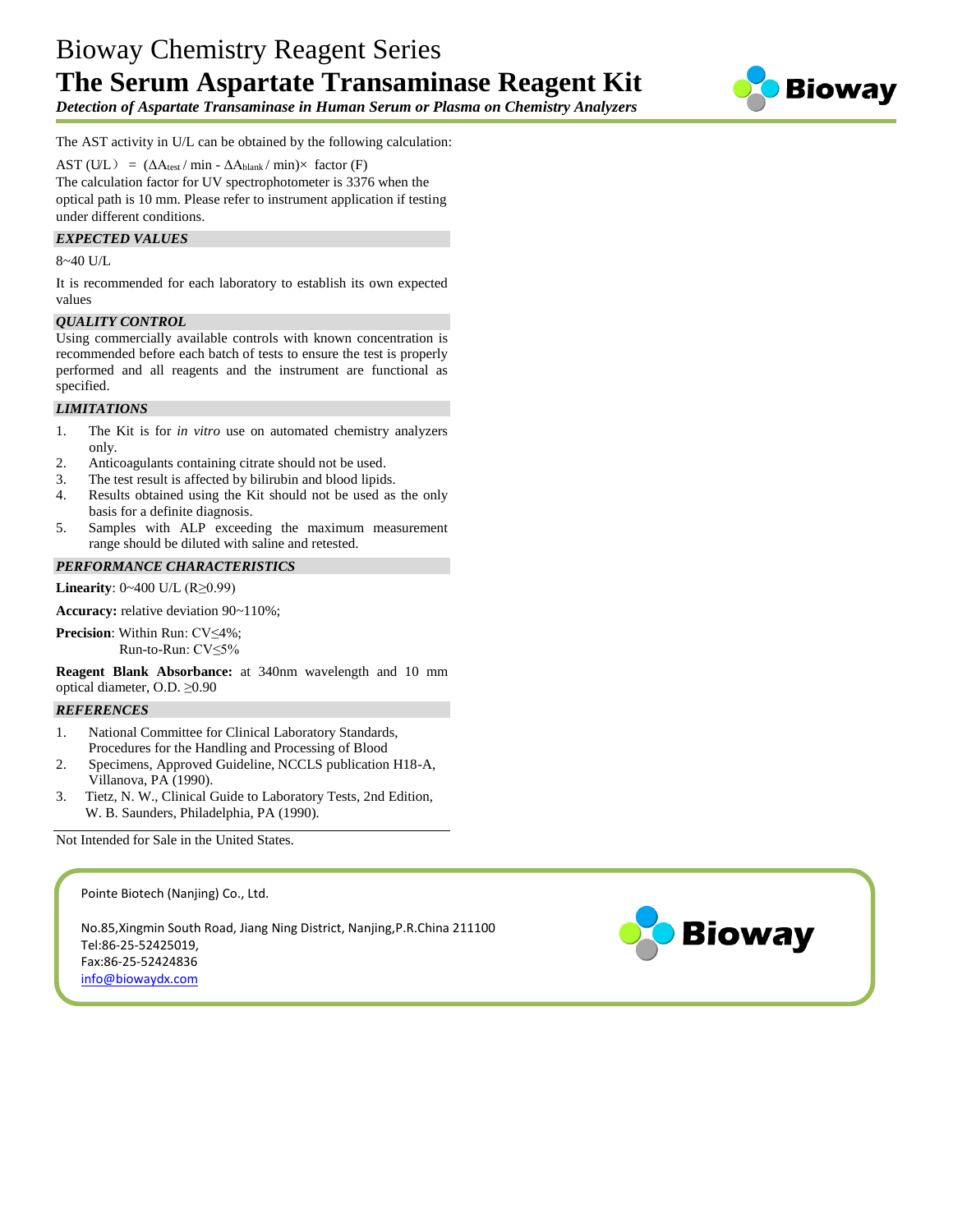The AST activity in U/L can be obtained by the following calculation:

AST (U/L) = $(\Delta A_{test} / min - \Delta A_{blank} / min) \times$ factor (F)

The calculation factor for UV spectrophotometer is 3376 when the optical path is 10 mm. Please refer to instrument application if testing under different conditions.

## EXPECTED VALUES

8~40 U/L

It is recommended for each laboratory to establish its own expected values

## QUALITY CONTROL

Using commercially available controls with known concentration is recommended before each batch of tests to ensure the test is properly performed and all reagents and the instrument are functional as specified.

## LIMITATIONS

1. The Kit is for *in vitro* use on automated chemistry analyzers only.
2. Anticoagulants containing citrate should not be used.
3. The test result is affected by bilirubin and blood lipids.
4. Results obtained using the Kit should not be used as the only basis for a definite diagnosis.
5. Samples with ALP exceeding the maximum measurement range should be diluted with saline and retested.

## PERFORMANCE CHARACTERISTICS

**Linearity**: 0~400 U/L ($R \geq 0.99$)

**Accuracy:** relative deviation 90~110%;

**Precision**: Within Run: CV≤4%;
Run-to-Run: CV≤5%

**Reagent Blank Absorbance:** at 340nm wavelength and 10 mm optical diameter, O.D. ≥0.90

## REFERENCES

1. National Committee for Clinical Laboratory Standards, Procedures for the Handling and Processing of Blood
2. Specimens, Approved Guideline, NCCLS publication H18-A, Villanova, PA (1990).
3. Tietz, N. W., Clinical Guide to Laboratory Tests, 2nd Edition, W. B. Saunders, Philadelphia, PA (1990).

Not Intended for Sale in the United States.

Pointe Biotech (Nanjing) Co., Ltd.

No.85,Xingmin South Road, Jiang Ning District, Nanjing,P.R.China 211100
Tel:86-25-52425019,
Fax:86-25-52424836
info@biowaydx.com